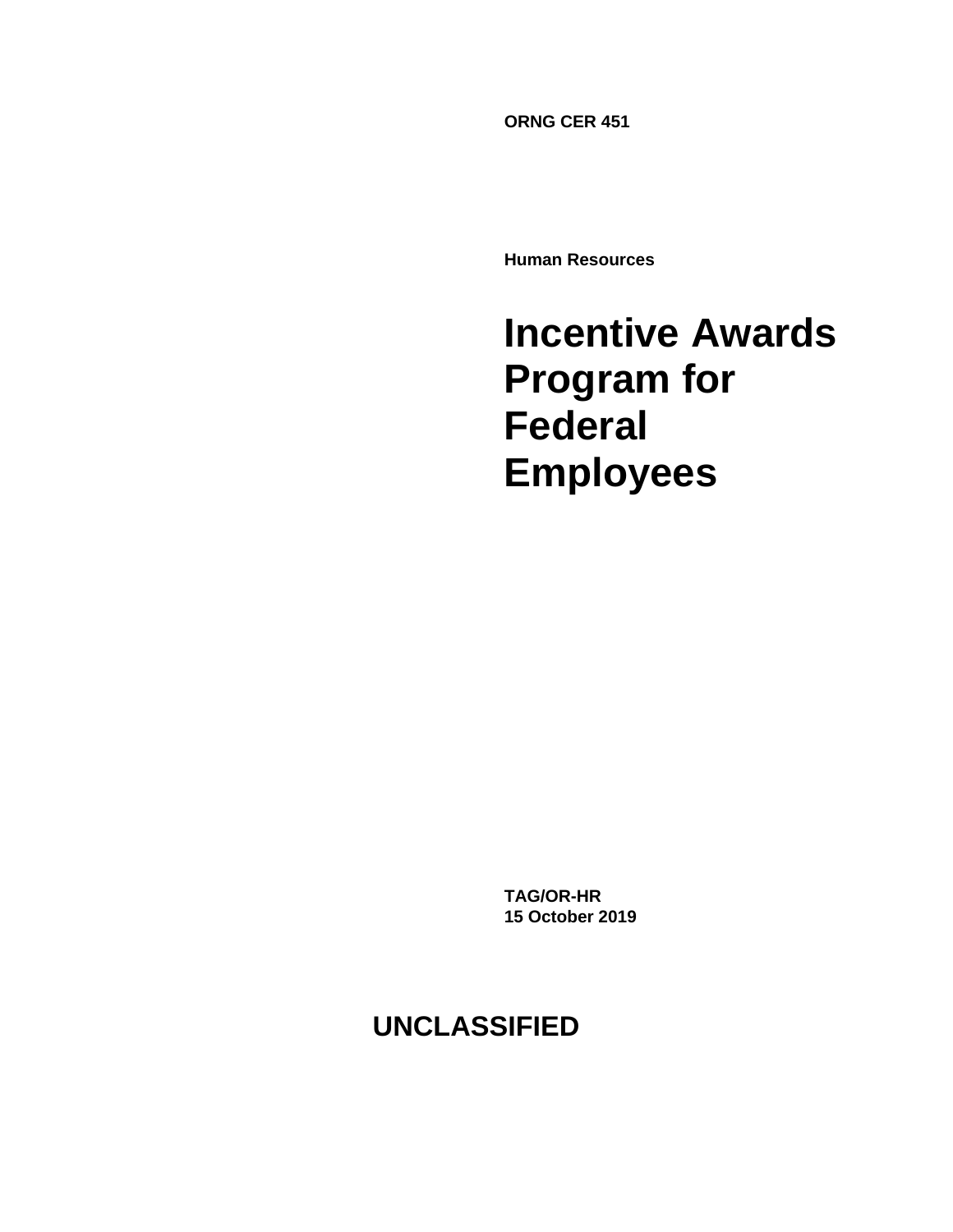**ORNG CER 451**

**Human Resources**

# Incentive Awards Program for Federal Employees

**TAG/OR-HR**
**15 October 2019**

**UNCLASSIFIED**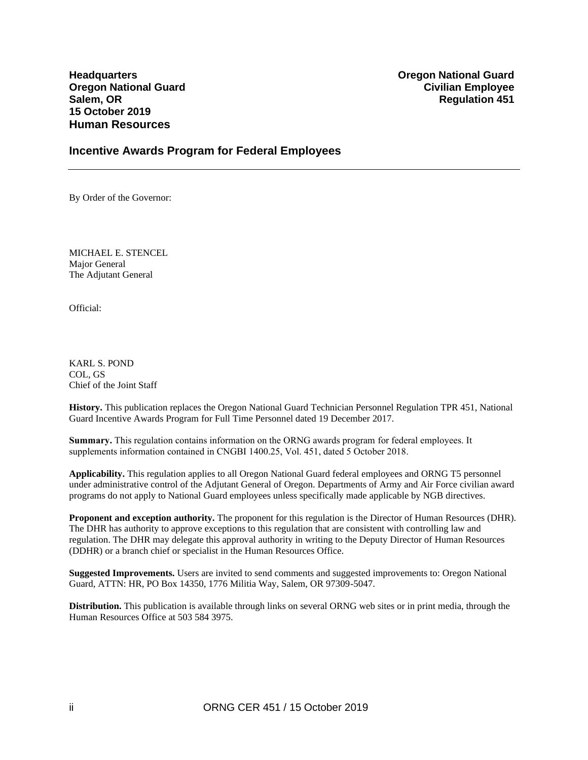**Headquarters**
**Oregon National Guard**
**Salem, OR**
**15 October 2019**
**Human Resources**

**Oregon National Guard**
**Civilian Employee**
**Regulation 451**

## Incentive Awards Program for Federal Employees

---

By Order of the Governor:

MICHAEL E. STENCEL
Major General
The Adjutant General

Official:

KARL S. POND
COL, GS
Chief of the Joint Staff

**History.** This publication replaces the Oregon National Guard Technician Personnel Regulation TPR 451, National Guard Incentive Awards Program for Full Time Personnel dated 19 December 2017.

**Summary.** This regulation contains information on the ORNG awards program for federal employees. It supplements information contained in CNGBI 1400.25, Vol. 451, dated 5 October 2018.

**Applicability.** This regulation applies to all Oregon National Guard federal employees and ORNG T5 personnel under administrative control of the Adjutant General of Oregon. Departments of Army and Air Force civilian award programs do not apply to National Guard employees unless specifically made applicable by NGB directives.

**Proponent and exception authority.** The proponent for this regulation is the Director of Human Resources (DHR). The DHR has authority to approve exceptions to this regulation that are consistent with controlling law and regulation. The DHR may delegate this approval authority in writing to the Deputy Director of Human Resources (DDHR) or a branch chief or specialist in the Human Resources Office.

**Suggested Improvements.** Users are invited to send comments and suggested improvements to: Oregon National Guard, ATTN: HR, PO Box 14350, 1776 Militia Way, Salem, OR 97309-5047.

**Distribution.** This publication is available through links on several ORNG web sites or in print media, through the Human Resources Office at 503 584 3975.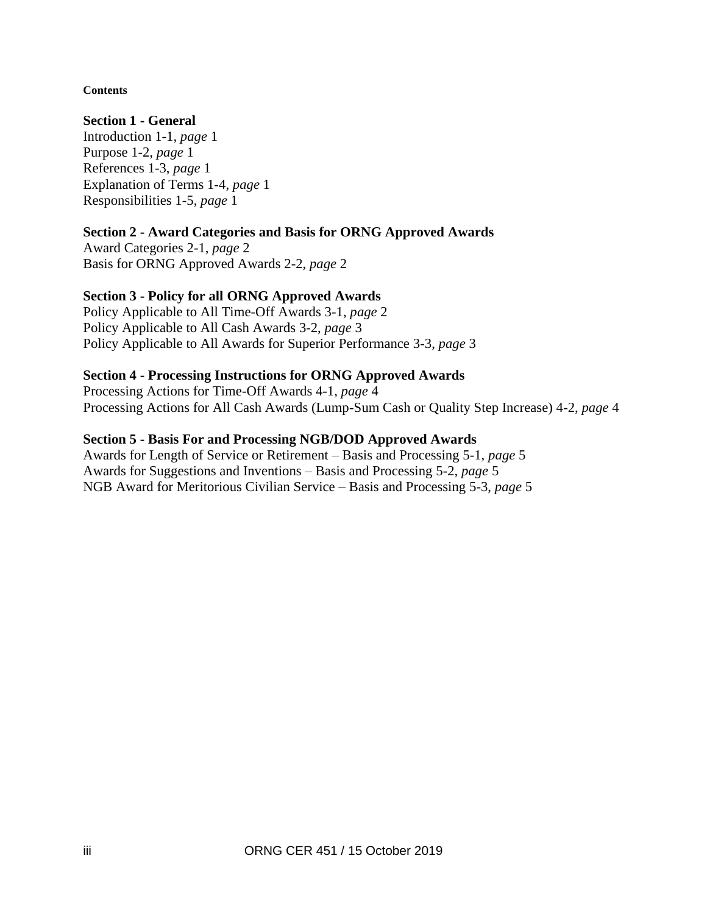**Contents**

**Section 1 - General**
Introduction 1-1, *page* 1
Purpose 1-2, *page* 1
References 1-3, *page* 1
Explanation of Terms 1-4, *page* 1
Responsibilities 1-5, *page* 1

**Section 2 - Award Categories and Basis for ORNG Approved Awards**
Award Categories 2-1, *page* 2
Basis for ORNG Approved Awards 2-2, *page* 2

**Section 3 - Policy for all ORNG Approved Awards**
Policy Applicable to All Time-Off Awards 3-1, *page* 2
Policy Applicable to All Cash Awards 3-2, *page* 3
Policy Applicable to All Awards for Superior Performance 3-3, *page* 3

**Section 4 - Processing Instructions for ORNG Approved Awards**
Processing Actions for Time-Off Awards 4-1, *page* 4
Processing Actions for All Cash Awards (Lump-Sum Cash or Quality Step Increase) 4-2, *page* 4

**Section 5 - Basis For and Processing NGB/DOD Approved Awards**
Awards for Length of Service or Retirement – Basis and Processing 5-1, *page* 5
Awards for Suggestions and Inventions – Basis and Processing 5-2, *page* 5
NGB Award for Meritorious Civilian Service – Basis and Processing 5-3, *page* 5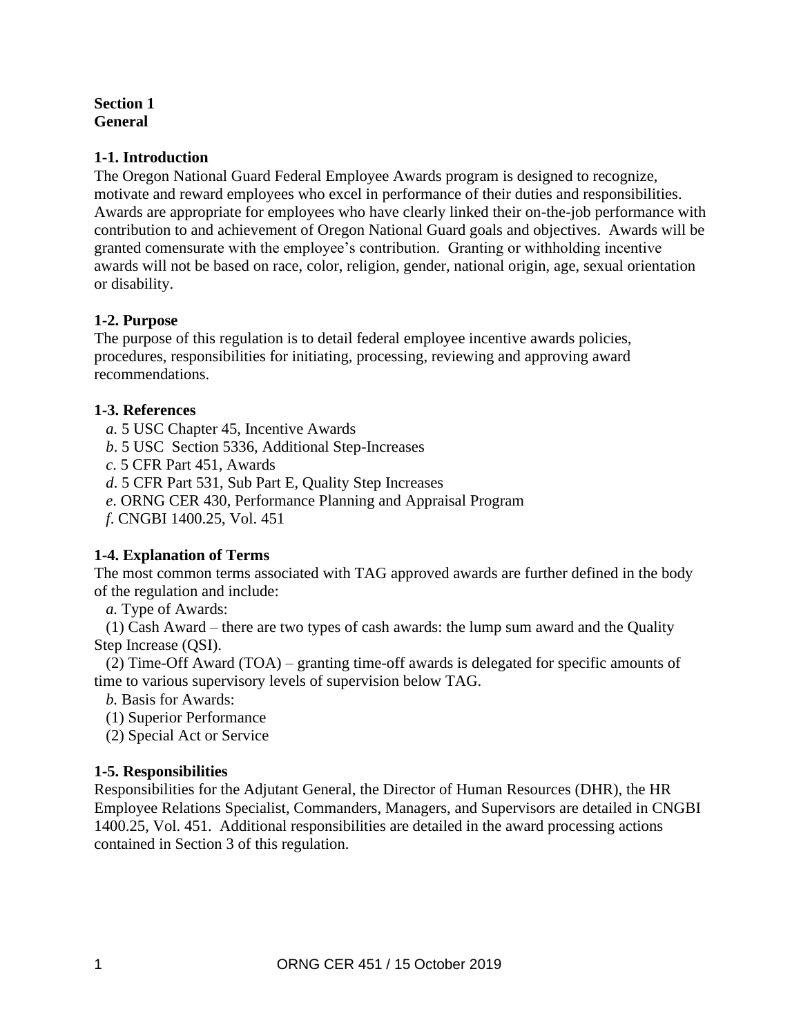## Section 1
## General

### 1-1. Introduction

The Oregon National Guard Federal Employee Awards program is designed to recognize, motivate and reward employees who excel in performance of their duties and responsibilities. Awards are appropriate for employees who have clearly linked their on-the-job performance with contribution to and achievement of Oregon National Guard goals and objectives. Awards will be granted comensurate with the employee's contribution. Granting or withholding incentive awards will not be based on race, color, religion, gender, national origin, age, sexual orientation or disability.

### 1-2. Purpose

The purpose of this regulation is to detail federal employee incentive awards policies, procedures, responsibilities for initiating, processing, reviewing and approving award recommendations.

### 1-3. References

*a*. 5 USC Chapter 45, Incentive Awards
*b*. 5 USC Section 5336, Additional Step-Increases
*c*. 5 CFR Part 451, Awards
*d*. 5 CFR Part 531, Sub Part E, Quality Step Increases
*e*. ORNG CER 430, Performance Planning and Appraisal Program
*f*. CNGBI 1400.25, Vol. 451

### 1-4. Explanation of Terms

The most common terms associated with TAG approved awards are further defined in the body of the regulation and include:

*a*. Type of Awards:
(1) Cash Award – there are two types of cash awards: the lump sum award and the Quality Step Increase (QSI).
(2) Time-Off Award (TOA) – granting time-off awards is delegated for specific amounts of time to various supervisory levels of supervision below TAG.

*b*. Basis for Awards:
(1) Superior Performance
(2) Special Act or Service

### 1-5. Responsibilities

Responsibilities for the Adjutant General, the Director of Human Resources (DHR), the HR Employee Relations Specialist, Commanders, Managers, and Supervisors are detailed in CNGBI 1400.25, Vol. 451. Additional responsibilities are detailed in the award processing actions contained in Section 3 of this regulation.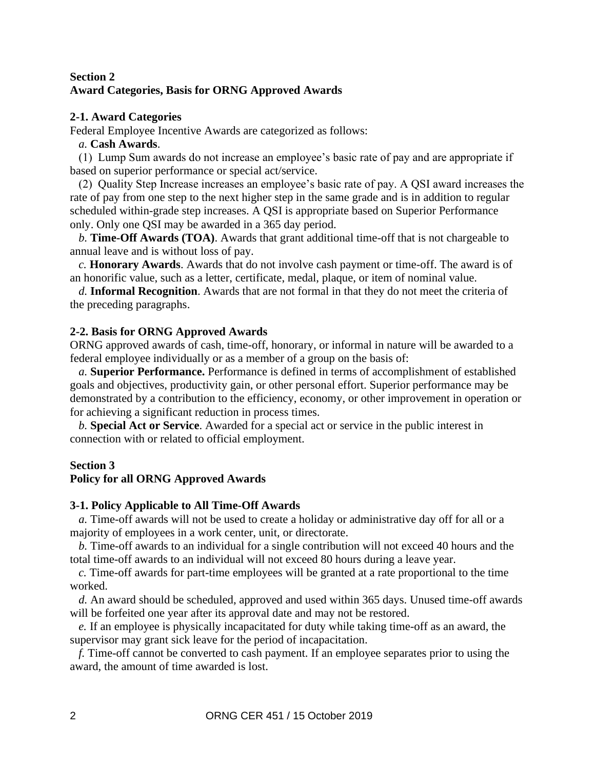## Section 2
## Award Categories, Basis for ORNG Approved Awards

### 2-1. Award Categories

Federal Employee Incentive Awards are categorized as follows:

*a.* **Cash Awards**.

(1) Lump Sum awards do not increase an employee's basic rate of pay and are appropriate if based on superior performance or special act/service.

(2) Quality Step Increase increases an employee's basic rate of pay. A QSI award increases the rate of pay from one step to the next higher step in the same grade and is in addition to regular scheduled within-grade step increases. A QSI is appropriate based on Superior Performance only. Only one QSI may be awarded in a 365 day period.

*b.* **Time-Off Awards (TOA)**. Awards that grant additional time-off that is not chargeable to annual leave and is without loss of pay.

*c.* **Honorary Awards**. Awards that do not involve cash payment or time-off. The award is of an honorific value, such as a letter, certificate, medal, plaque, or item of nominal value.

*d.* **Informal Recognition**. Awards that are not formal in that they do not meet the criteria of the preceding paragraphs.

### 2-2. Basis for ORNG Approved Awards

ORNG approved awards of cash, time-off, honorary, or informal in nature will be awarded to a federal employee individually or as a member of a group on the basis of:

*a.* **Superior Performance.** Performance is defined in terms of accomplishment of established goals and objectives, productivity gain, or other personal effort. Superior performance may be demonstrated by a contribution to the efficiency, economy, or other improvement in operation or for achieving a significant reduction in process times.

*b.* **Special Act or Service**. Awarded for a special act or service in the public interest in connection with or related to official employment.

## Section 3
## Policy for all ORNG Approved Awards

### 3-1. Policy Applicable to All Time-Off Awards

*a.* Time-off awards will not be used to create a holiday or administrative day off for all or a majority of employees in a work center, unit, or directorate.

*b.* Time-off awards to an individual for a single contribution will not exceed 40 hours and the total time-off awards to an individual will not exceed 80 hours during a leave year.

*c.* Time-off awards for part-time employees will be granted at a rate proportional to the time worked.

*d.* An award should be scheduled, approved and used within 365 days. Unused time-off awards will be forfeited one year after its approval date and may not be restored.

*e.* If an employee is physically incapacitated for duty while taking time-off as an award, the supervisor may grant sick leave for the period of incapacitation.

*f.* Time-off cannot be converted to cash payment. If an employee separates prior to using the award, the amount of time awarded is lost.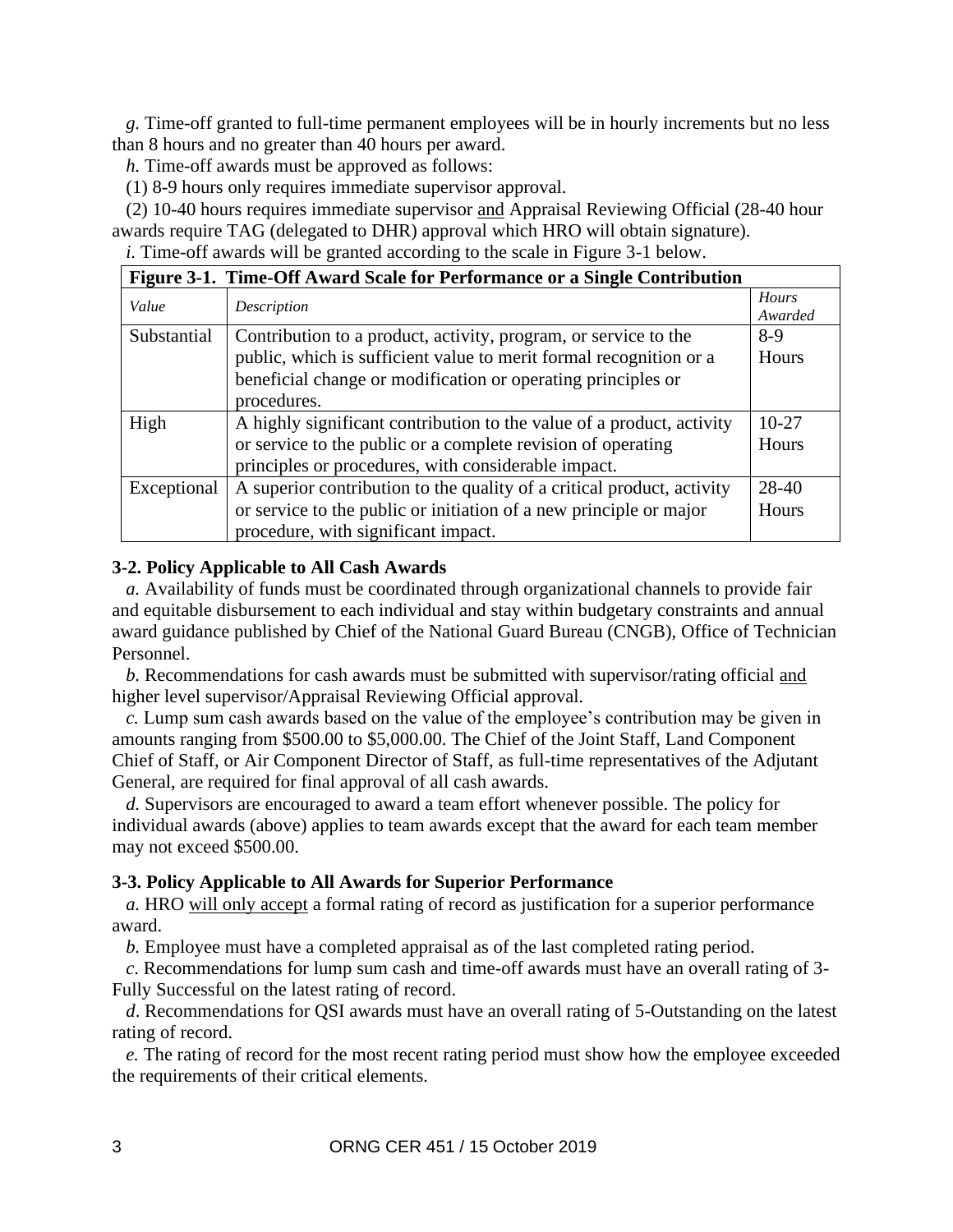*g*. Time-off granted to full-time permanent employees will be in hourly increments but no less than 8 hours and no greater than 40 hours per award.

*h.* Time-off awards must be approved as follows:

(1) 8-9 hours only requires immediate supervisor approval.

(2) 10-40 hours requires immediate supervisor and Appraisal Reviewing Official (28-40 hour awards require TAG (delegated to DHR) approval which HRO will obtain signature).

*i.* Time-off awards will be granted according to the scale in Figure 3-1 below.

**Figure 3-1. Time-Off Award Scale for Performance or a Single Contribution**

| *Value* | *Description* | *Hours Awarded* |
|---|---|---|
| Substantial | Contribution to a product, activity, program, or service to the public, which is sufficient value to merit formal recognition or a beneficial change or modification or operating principles or procedures. | 8-9 Hours |
| High | A highly significant contribution to the value of a product, activity or service to the public or a complete revision of operating principles or procedures, with considerable impact. | 10-27 Hours |
| Exceptional | A superior contribution to the quality of a critical product, activity or service to the public or initiation of a new principle or major procedure, with significant impact. | 28-40 Hours |

### 3-2. Policy Applicable to All Cash Awards

*a.* Availability of funds must be coordinated through organizational channels to provide fair and equitable disbursement to each individual and stay within budgetary constraints and annual award guidance published by Chief of the National Guard Bureau (CNGB), Office of Technician Personnel.

*b.* Recommendations for cash awards must be submitted with supervisor/rating official and higher level supervisor/Appraisal Reviewing Official approval.

*c.* Lump sum cash awards based on the value of the employee's contribution may be given in amounts ranging from $500.00 to $5,000.00. The Chief of the Joint Staff, Land Component Chief of Staff, or Air Component Director of Staff, as full-time representatives of the Adjutant General, are required for final approval of all cash awards.

*d.* Supervisors are encouraged to award a team effort whenever possible. The policy for individual awards (above) applies to team awards except that the award for each team member may not exceed $500.00.

### 3-3. Policy Applicable to All Awards for Superior Performance

*a.* HRO will only accept a formal rating of record as justification for a superior performance award.

*b.* Employee must have a completed appraisal as of the last completed rating period.

*c*. Recommendations for lump sum cash and time-off awards must have an overall rating of 3-Fully Successful on the latest rating of record.

*d*. Recommendations for QSI awards must have an overall rating of 5-Outstanding on the latest rating of record.

*e.* The rating of record for the most recent rating period must show how the employee exceeded the requirements of their critical elements.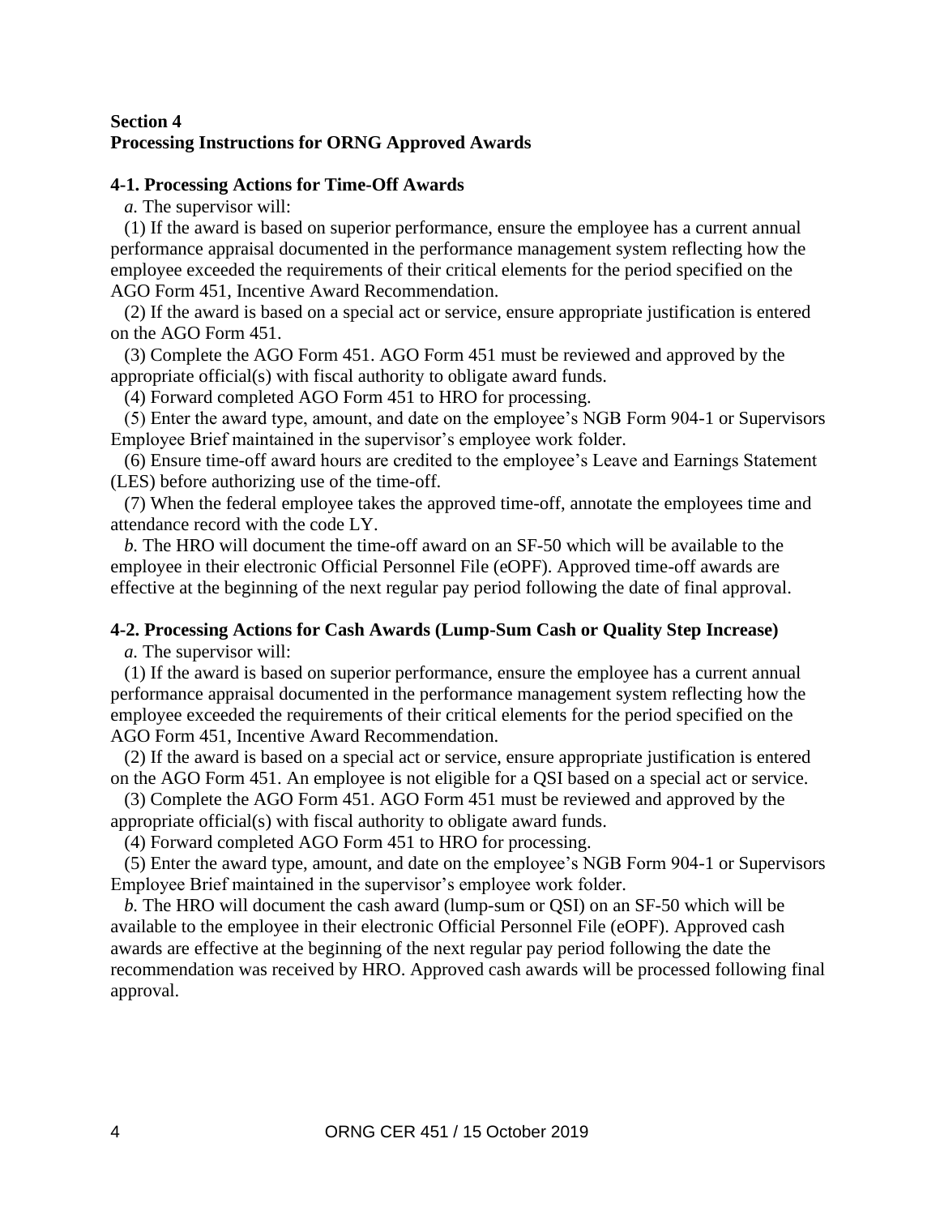## Section 4
## Processing Instructions for ORNG Approved Awards

### 4-1. Processing Actions for Time-Off Awards

*a.* The supervisor will:

(1) If the award is based on superior performance, ensure the employee has a current annual performance appraisal documented in the performance management system reflecting how the employee exceeded the requirements of their critical elements for the period specified on the AGO Form 451, Incentive Award Recommendation.

(2) If the award is based on a special act or service, ensure appropriate justification is entered on the AGO Form 451.

(3) Complete the AGO Form 451. AGO Form 451 must be reviewed and approved by the appropriate official(s) with fiscal authority to obligate award funds.

(4) Forward completed AGO Form 451 to HRO for processing.

(5) Enter the award type, amount, and date on the employee's NGB Form 904-1 or Supervisors Employee Brief maintained in the supervisor's employee work folder.

(6) Ensure time-off award hours are credited to the employee's Leave and Earnings Statement (LES) before authorizing use of the time-off.

(7) When the federal employee takes the approved time-off, annotate the employees time and attendance record with the code LY.

*b.* The HRO will document the time-off award on an SF-50 which will be available to the employee in their electronic Official Personnel File (eOPF). Approved time-off awards are effective at the beginning of the next regular pay period following the date of final approval.

### 4-2. Processing Actions for Cash Awards (Lump-Sum Cash or Quality Step Increase)

*a.* The supervisor will:

(1) If the award is based on superior performance, ensure the employee has a current annual performance appraisal documented in the performance management system reflecting how the employee exceeded the requirements of their critical elements for the period specified on the AGO Form 451, Incentive Award Recommendation.

(2) If the award is based on a special act or service, ensure appropriate justification is entered on the AGO Form 451. An employee is not eligible for a QSI based on a special act or service.

(3) Complete the AGO Form 451. AGO Form 451 must be reviewed and approved by the appropriate official(s) with fiscal authority to obligate award funds.

(4) Forward completed AGO Form 451 to HRO for processing.

(5) Enter the award type, amount, and date on the employee's NGB Form 904-1 or Supervisors Employee Brief maintained in the supervisor's employee work folder.

*b.* The HRO will document the cash award (lump-sum or QSI) on an SF-50 which will be available to the employee in their electronic Official Personnel File (eOPF). Approved cash awards are effective at the beginning of the next regular pay period following the date the recommendation was received by HRO. Approved cash awards will be processed following final approval.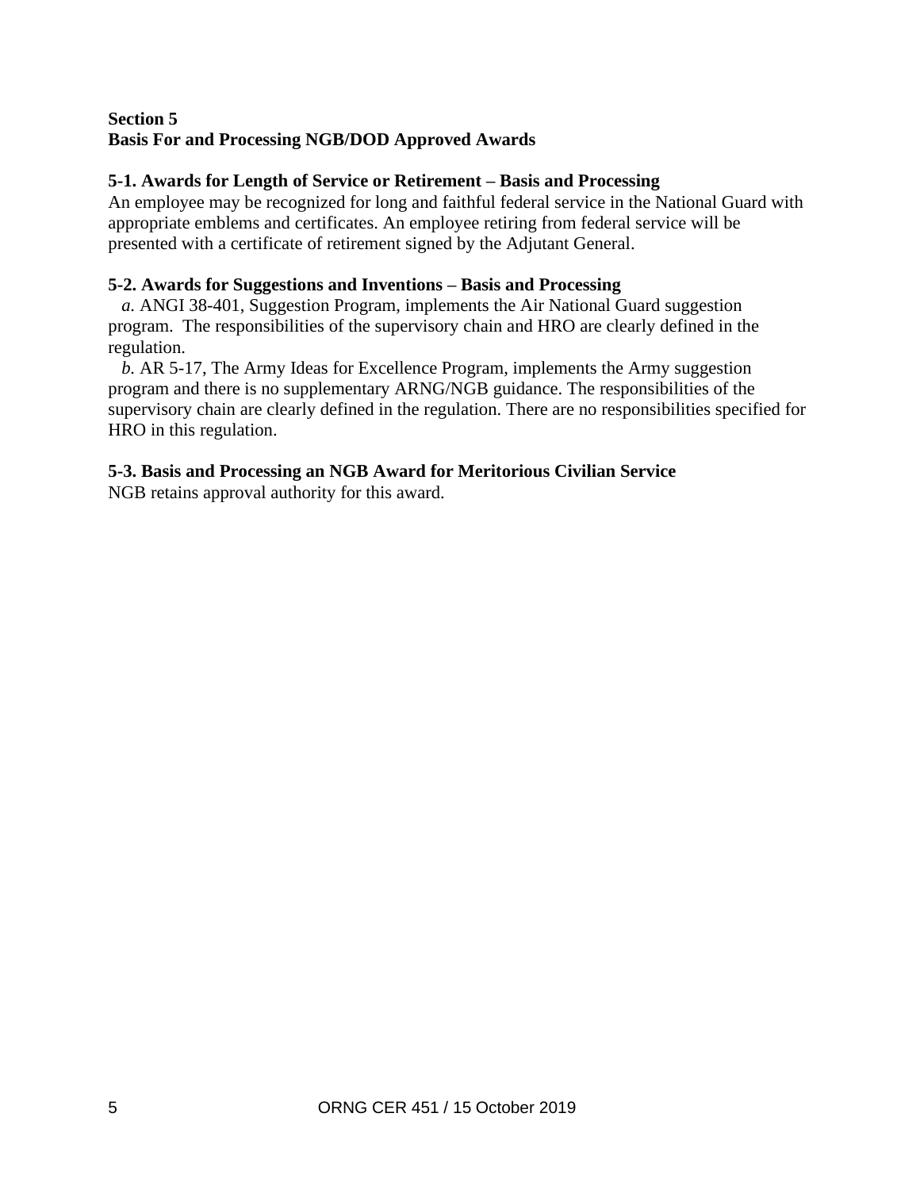## Section 5
## Basis For and Processing NGB/DOD Approved Awards

### 5-1. Awards for Length of Service or Retirement – Basis and Processing

An employee may be recognized for long and faithful federal service in the National Guard with appropriate emblems and certificates. An employee retiring from federal service will be presented with a certificate of retirement signed by the Adjutant General.

### 5-2. Awards for Suggestions and Inventions – Basis and Processing

*a.* ANGI 38-401, Suggestion Program, implements the Air National Guard suggestion program. The responsibilities of the supervisory chain and HRO are clearly defined in the regulation.

*b.* AR 5-17, The Army Ideas for Excellence Program, implements the Army suggestion program and there is no supplementary ARNG/NGB guidance. The responsibilities of the supervisory chain are clearly defined in the regulation. There are no responsibilities specified for HRO in this regulation.

### 5-3. Basis and Processing an NGB Award for Meritorious Civilian Service

NGB retains approval authority for this award.